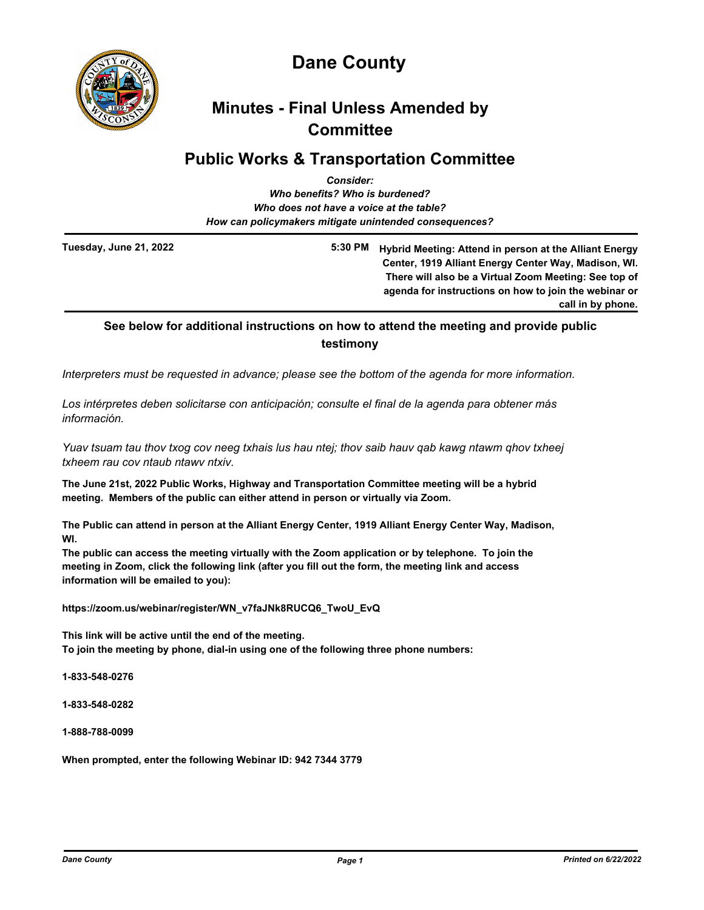# Dane County

## Minutes - Final Unless Amended by Committee

## Public Works & Transportation Committee

*Consider:*
*Who benefits? Who is burdened?*
*Who does not have a voice at the table?*
*How can policymakers mitigate unintended consequences?*

**Tuesday, June 21, 2022** | **5:30 PM** | **Hybrid Meeting: Attend in person at the Alliant Energy Center, 1919 Alliant Energy Center Way, Madison, WI. There will also be a Virtual Zoom Meeting: See top of agenda for instructions on how to join the webinar or call in by phone.**

### See below for additional instructions on how to attend the meeting and provide public testimony

*Interpreters must be requested in advance; please see the bottom of the agenda for more information.*

*Los intérpretes deben solicitarse con anticipación; consulte el final de la agenda para obtener más información.*

*Yuav tsuam tau thov txog cov neeg txhais lus hau ntej; thov saib hauv qab kawg ntawm qhov txheej txheem rau cov ntaub ntawv ntxiv.*

**The June 21st, 2022 Public Works, Highway and Transportation Committee meeting will be a hybrid meeting. Members of the public can either attend in person or virtually via Zoom.**

**The Public can attend in person at the Alliant Energy Center, 1919 Alliant Energy Center Way, Madison, WI.**
**The public can access the meeting virtually with the Zoom application or by telephone. To join the meeting in Zoom, click the following link (after you fill out the form, the meeting link and access information will be emailed to you):**

**https://zoom.us/webinar/register/WN_v7faJNk8RUCQ6_TwoU_EvQ**

**This link will be active until the end of the meeting.**
**To join the meeting by phone, dial-in using one of the following three phone numbers:**

**1-833-548-0276**

**1-833-548-0282**

**1-888-788-0099**

**When prompted, enter the following Webinar ID: 942 7344 3779**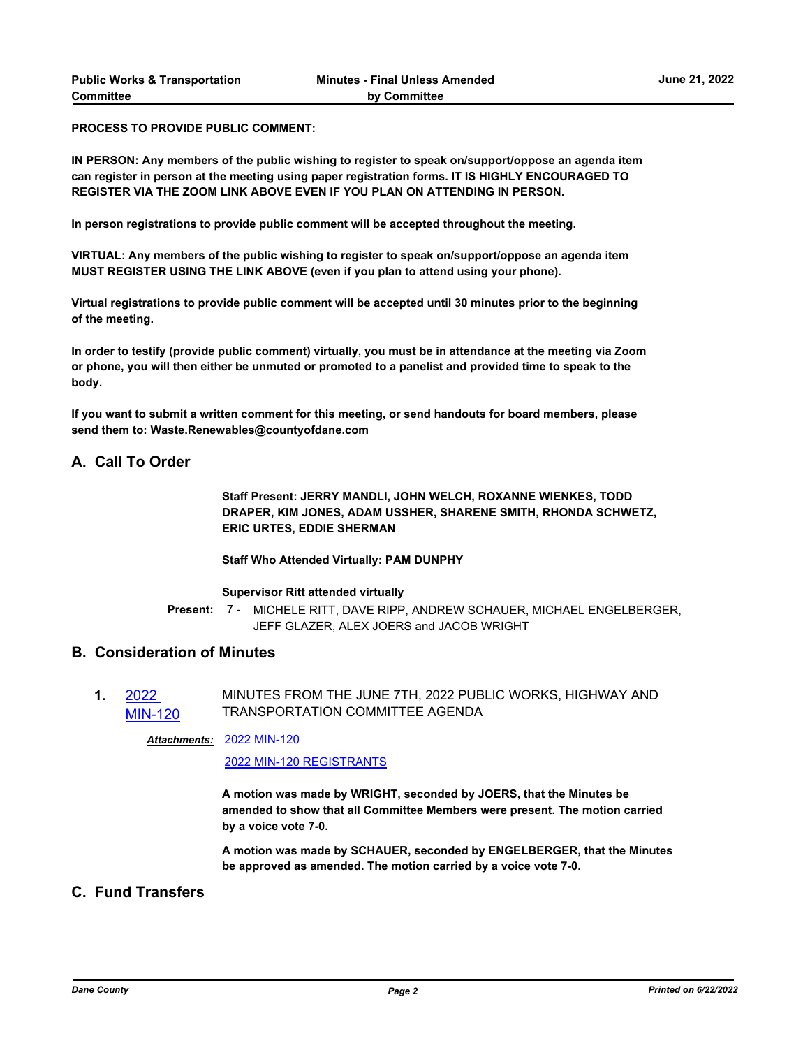**PROCESS TO PROVIDE PUBLIC COMMENT:**

**IN PERSON: Any members of the public wishing to register to speak on/support/oppose an agenda item can register in person at the meeting using paper registration forms. IT IS HIGHLY ENCOURAGED TO REGISTER VIA THE ZOOM LINK ABOVE EVEN IF YOU PLAN ON ATTENDING IN PERSON.**

**In person registrations to provide public comment will be accepted throughout the meeting.**

**VIRTUAL: Any members of the public wishing to register to speak on/support/oppose an agenda item MUST REGISTER USING THE LINK ABOVE (even if you plan to attend using your phone).**

**Virtual registrations to provide public comment will be accepted until 30 minutes prior to the beginning of the meeting.**

**In order to testify (provide public comment) virtually, you must be in attendance at the meeting via Zoom or phone, you will then either be unmuted or promoted to a panelist and provided time to speak to the body.**

**If you want to submit a written comment for this meeting, or send handouts for board members, please send them to: Waste.Renewables@countyofdane.com**

## A. Call To Order

**Staff Present: JERRY MANDLI, JOHN WELCH, ROXANNE WIENKES, TODD DRAPER, KIM JONES, ADAM USSHER, SHARENE SMITH, RHONDA SCHWETZ, ERIC URTES, EDDIE SHERMAN**

**Staff Who Attended Virtually: PAM DUNPHY**

**Supervisor Ritt attended virtually**

**Present:** 7 - MICHELE RITT, DAVE RIPP, ANDREW SCHAUER, MICHAEL ENGELBERGER, JEFF GLAZER, ALEX JOERS and JACOB WRIGHT

## B. Consideration of Minutes

**1.** 2022 MIN-120 — MINUTES FROM THE JUNE 7TH, 2022 PUBLIC WORKS, HIGHWAY AND TRANSPORTATION COMMITTEE AGENDA

***Attachments:*** 2022 MIN-120

2022 MIN-120 REGISTRANTS

**A motion was made by WRIGHT, seconded by JOERS, that the Minutes be amended to show that all Committee Members were present. The motion carried by a voice vote 7-0.**

**A motion was made by SCHAUER, seconded by ENGELBERGER, that the Minutes be approved as amended. The motion carried by a voice vote 7-0.**

## C. Fund Transfers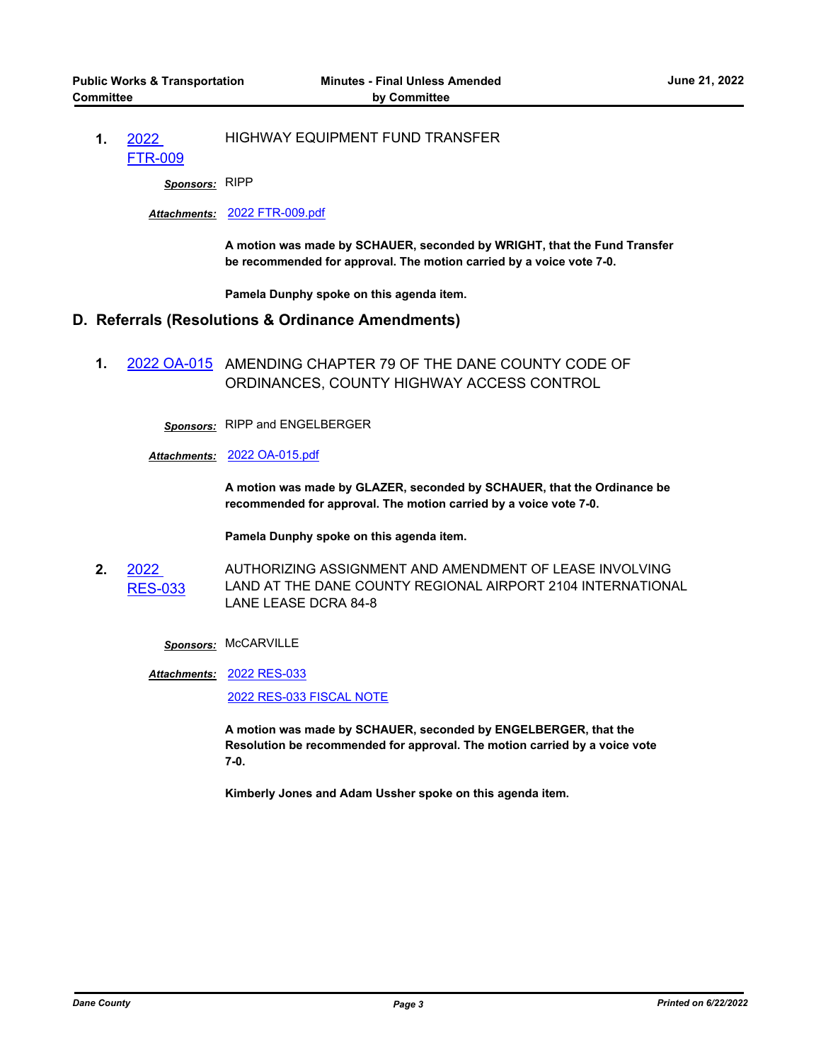**1.** 2022 FTR-009 HIGHWAY EQUIPMENT FUND TRANSFER

***Sponsors:*** RIPP

***Attachments:*** 2022 FTR-009.pdf

**A motion was made by SCHAUER, seconded by WRIGHT, that the Fund Transfer be recommended for approval. The motion carried by a voice vote 7-0.**

**Pamela Dunphy spoke on this agenda item.**

## D. Referrals (Resolutions & Ordinance Amendments)

**1.** 2022 OA-015 AMENDING CHAPTER 79 OF THE DANE COUNTY CODE OF ORDINANCES, COUNTY HIGHWAY ACCESS CONTROL

***Sponsors:*** RIPP and ENGELBERGER

***Attachments:*** 2022 OA-015.pdf

**A motion was made by GLAZER, seconded by SCHAUER, that the Ordinance be recommended for approval. The motion carried by a voice vote 7-0.**

**Pamela Dunphy spoke on this agenda item.**

**2.** 2022 RES-033 AUTHORIZING ASSIGNMENT AND AMENDMENT OF LEASE INVOLVING LAND AT THE DANE COUNTY REGIONAL AIRPORT 2104 INTERNATIONAL LANE LEASE DCRA 84-8

***Sponsors:*** McCARVILLE

***Attachments:*** 2022 RES-033
2022 RES-033 FISCAL NOTE

**A motion was made by SCHAUER, seconded by ENGELBERGER, that the Resolution be recommended for approval. The motion carried by a voice vote 7-0.**

**Kimberly Jones and Adam Ussher spoke on this agenda item.**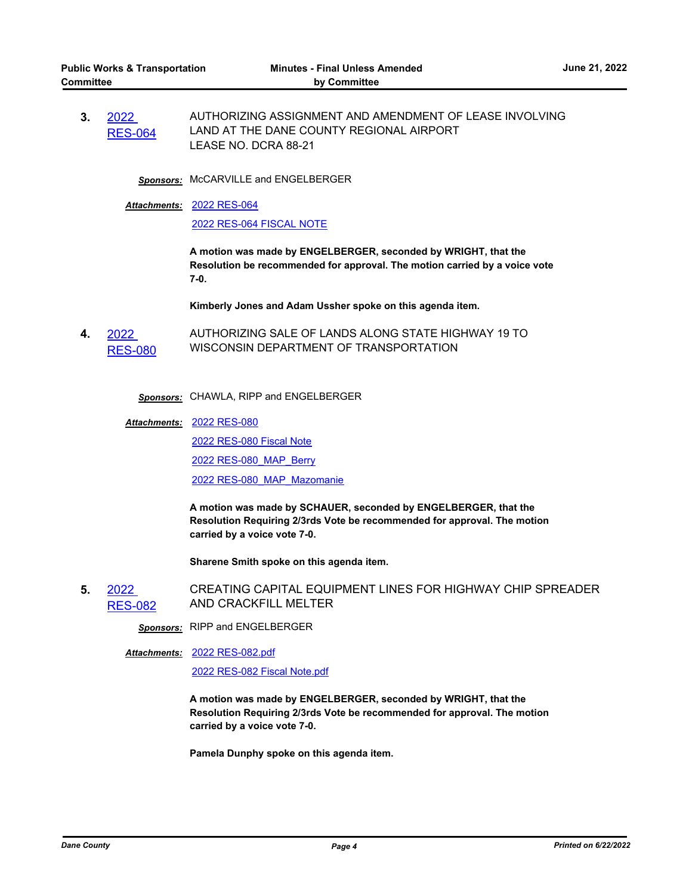**3.** 2022 RES-064 AUTHORIZING ASSIGNMENT AND AMENDMENT OF LEASE INVOLVING LAND AT THE DANE COUNTY REGIONAL AIRPORT LEASE NO. DCRA 88-21

***Sponsors:*** McCARVILLE and ENGELBERGER

***Attachments:*** 2022 RES-064
2022 RES-064 FISCAL NOTE

**A motion was made by ENGELBERGER, seconded by WRIGHT, that the Resolution be recommended for approval. The motion carried by a voice vote 7-0.**

**Kimberly Jones and Adam Ussher spoke on this agenda item.**

**4.** 2022 RES-080 AUTHORIZING SALE OF LANDS ALONG STATE HIGHWAY 19 TO WISCONSIN DEPARTMENT OF TRANSPORTATION

***Sponsors:*** CHAWLA, RIPP and ENGELBERGER

***Attachments:*** 2022 RES-080
2022 RES-080 Fiscal Note
2022 RES-080_MAP_Berry
2022 RES-080_MAP_Mazomanie

**A motion was made by SCHAUER, seconded by ENGELBERGER, that the Resolution Requiring 2/3rds Vote be recommended for approval. The motion carried by a voice vote 7-0.**

**Sharene Smith spoke on this agenda item.**

**5.** 2022 RES-082 CREATING CAPITAL EQUIPMENT LINES FOR HIGHWAY CHIP SPREADER AND CRACKFILL MELTER

***Sponsors:*** RIPP and ENGELBERGER

***Attachments:*** 2022 RES-082.pdf
2022 RES-082 Fiscal Note.pdf

**A motion was made by ENGELBERGER, seconded by WRIGHT, that the Resolution Requiring 2/3rds Vote be recommended for approval. The motion carried by a voice vote 7-0.**

**Pamela Dunphy spoke on this agenda item.**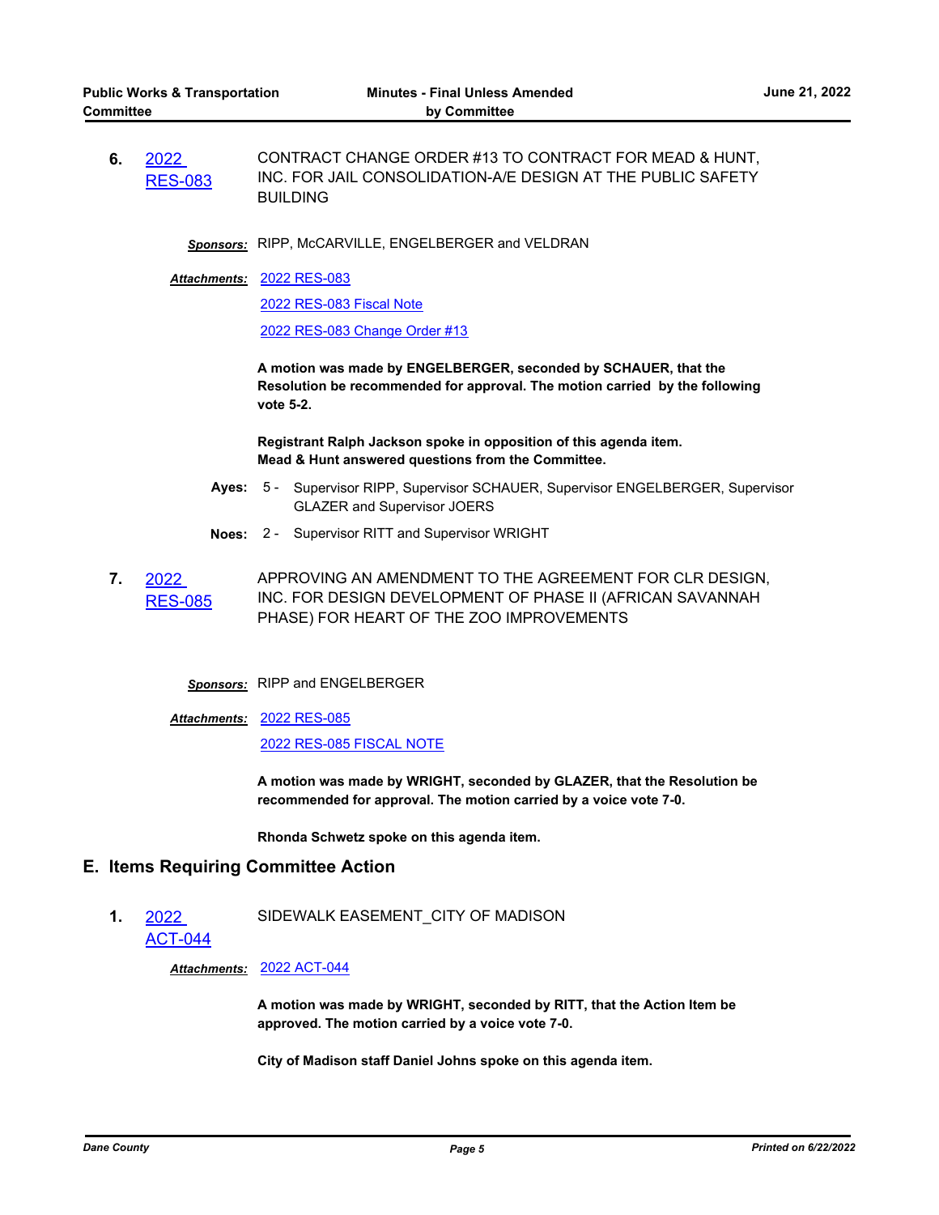**6.** 2022 RES-083 — CONTRACT CHANGE ORDER #13 TO CONTRACT FOR MEAD & HUNT, INC. FOR JAIL CONSOLIDATION-A/E DESIGN AT THE PUBLIC SAFETY BUILDING

***Sponsors:*** RIPP, McCARVILLE, ENGELBERGER and VELDRAN

***Attachments:*** 2022 RES-083
2022 RES-083 Fiscal Note
2022 RES-083 Change Order #13

**A motion was made by ENGELBERGER, seconded by SCHAUER, that the Resolution be recommended for approval. The motion carried by the following vote 5-2.**

**Registrant Ralph Jackson spoke in opposition of this agenda item.**
**Mead & Hunt answered questions from the Committee.**

**Ayes:** 5 - Supervisor RIPP, Supervisor SCHAUER, Supervisor ENGELBERGER, Supervisor GLAZER and Supervisor JOERS

**Noes:** 2 - Supervisor RITT and Supervisor WRIGHT

**7.** 2022 RES-085 — APPROVING AN AMENDMENT TO THE AGREEMENT FOR CLR DESIGN, INC. FOR DESIGN DEVELOPMENT OF PHASE II (AFRICAN SAVANNAH PHASE) FOR HEART OF THE ZOO IMPROVEMENTS

***Sponsors:*** RIPP and ENGELBERGER

***Attachments:*** 2022 RES-085
2022 RES-085 FISCAL NOTE

**A motion was made by WRIGHT, seconded by GLAZER, that the Resolution be recommended for approval. The motion carried by a voice vote 7-0.**

**Rhonda Schwetz spoke on this agenda item.**

## E. Items Requiring Committee Action

**1.** 2022 ACT-044 — SIDEWALK EASEMENT_CITY OF MADISON

***Attachments:*** 2022 ACT-044

**A motion was made by WRIGHT, seconded by RITT, that the Action Item be approved. The motion carried by a voice vote 7-0.**

**City of Madison staff Daniel Johns spoke on this agenda item.**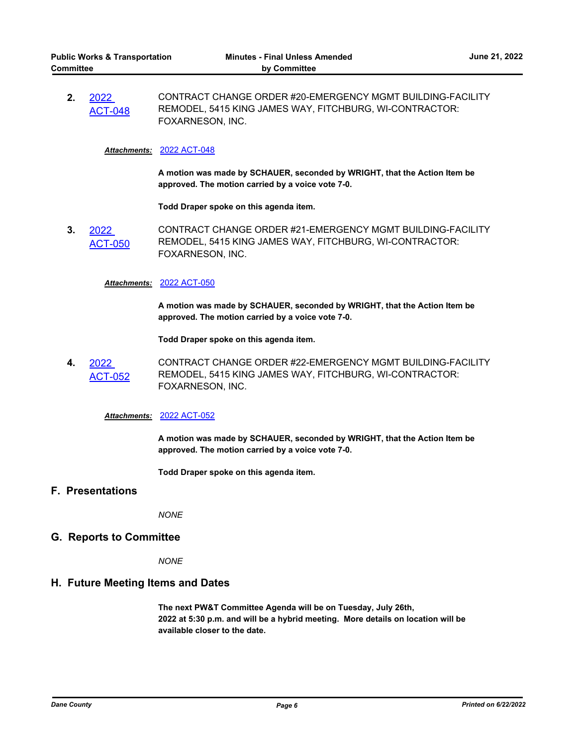2. [2022 ACT-048] CONTRACT CHANGE ORDER #20-EMERGENCY MGMT BUILDING-FACILITY REMODEL, 5415 KING JAMES WAY, FITCHBURG, WI-CONTRACTOR: FOXARNESON, INC.

***Attachments:*** 2022 ACT-048

**A motion was made by SCHAUER, seconded by WRIGHT, that the Action Item be approved. The motion carried by a voice vote 7-0.**

**Todd Draper spoke on this agenda item.**

3. [2022 ACT-050] CONTRACT CHANGE ORDER #21-EMERGENCY MGMT BUILDING-FACILITY REMODEL, 5415 KING JAMES WAY, FITCHBURG, WI-CONTRACTOR: FOXARNESON, INC.

***Attachments:*** 2022 ACT-050

**A motion was made by SCHAUER, seconded by WRIGHT, that the Action Item be approved. The motion carried by a voice vote 7-0.**

**Todd Draper spoke on this agenda item.**

4. [2022 ACT-052] CONTRACT CHANGE ORDER #22-EMERGENCY MGMT BUILDING-FACILITY REMODEL, 5415 KING JAMES WAY, FITCHBURG, WI-CONTRACTOR: FOXARNESON, INC.

***Attachments:*** 2022 ACT-052

**A motion was made by SCHAUER, seconded by WRIGHT, that the Action Item be approved. The motion carried by a voice vote 7-0.**

**Todd Draper spoke on this agenda item.**

## F. Presentations

*NONE*

## G. Reports to Committee

*NONE*

## H. Future Meeting Items and Dates

**The next PW&T Committee Agenda will be on Tuesday, July 26th, 2022 at 5:30 p.m. and will be a hybrid meeting. More details on location will be available closer to the date.**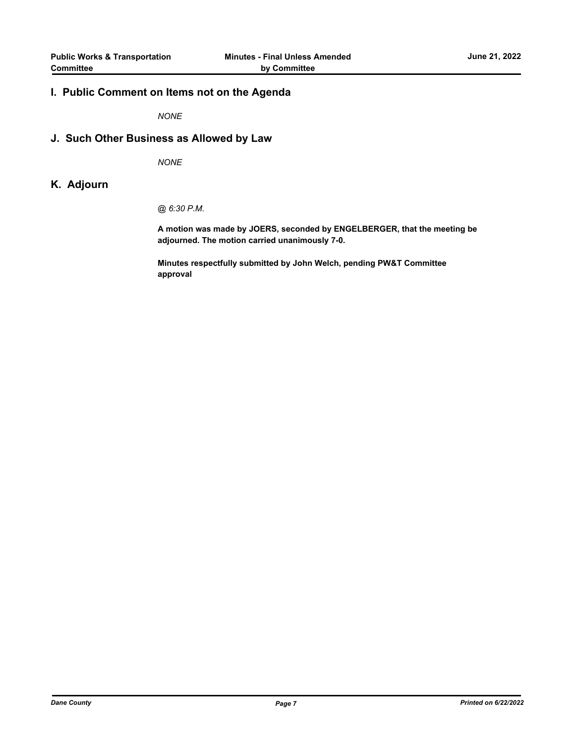## I. Public Comment on Items not on the Agenda

*NONE*

## J. Such Other Business as Allowed by Law

*NONE*

## K. Adjourn

*@ 6:30 P.M.*

**A motion was made by JOERS, seconded by ENGELBERGER, that the meeting be adjourned. The motion carried unanimously 7-0.**

**Minutes respectfully submitted by John Welch, pending PW&T Committee approval**